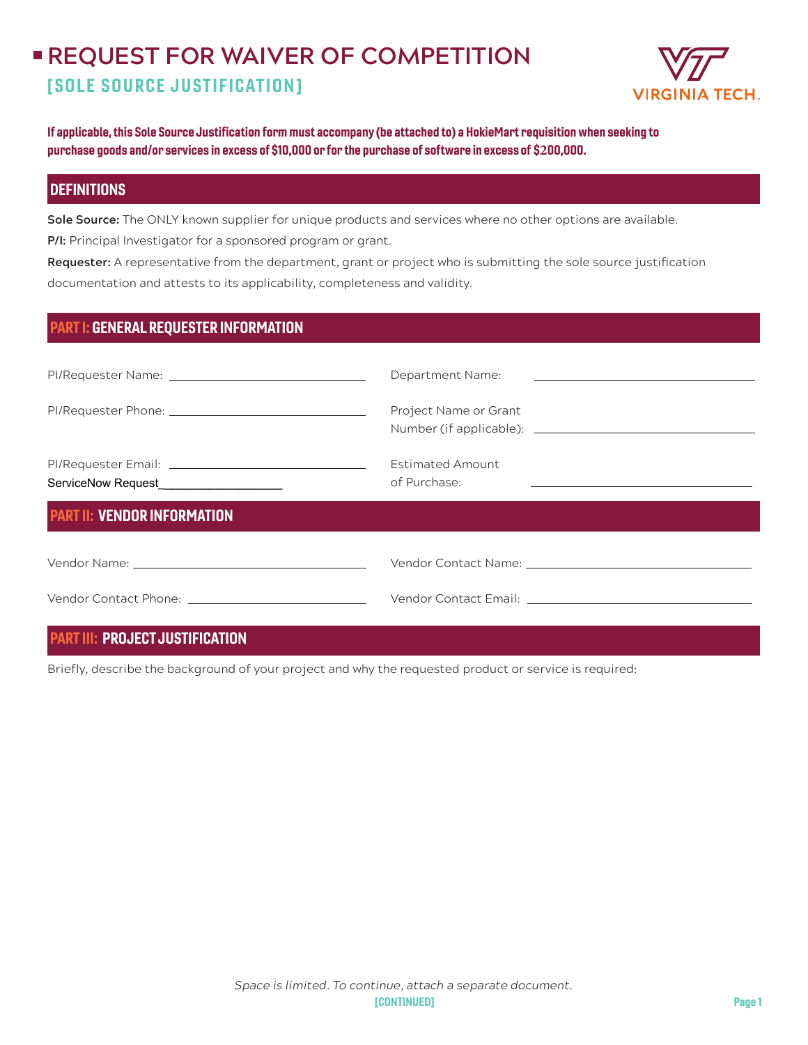# REQUEST FOR WAIVER OF COMPETITION

## [SOLE SOURCE JUSTIFICATION]

**If applicable, this Sole Source Justification form must accompany (be attached to) a HokieMart requisition when seeking to purchase goods and/or services in excess of $10,000 or for the purchase of software in excess of $200,000.**

## DEFINITIONS

**Sole Source:** The ONLY known supplier for unique products and services where no other options are available.

**P/I:** Principal Investigator for a sponsored program or grant.

**Requester:** A representative from the department, grant or project who is submitting the sole source justification documentation and attests to its applicability, completeness and validity.

## PART I: GENERAL REQUESTER INFORMATION

PI/Requester Name: ______________________________

PI/Requester Phone: ______________________________

PI/Requester Email: ______________________________

ServiceNow Request___________________

Department Name: ______________________________

Project Name or Grant Number (if applicable): ______________________________

Estimated Amount of Purchase: ______________________________

## PART II: VENDOR INFORMATION

Vendor Name: ______________________________

Vendor Contact Phone: ______________________________

Vendor Contact Name: ______________________________

Vendor Contact Email: ______________________________

## PART III: PROJECT JUSTIFICATION

Briefly, describe the background of your project and why the requested product or service is required:

*Space is limited. To continue, attach a separate document.*

**[CONTINUED]**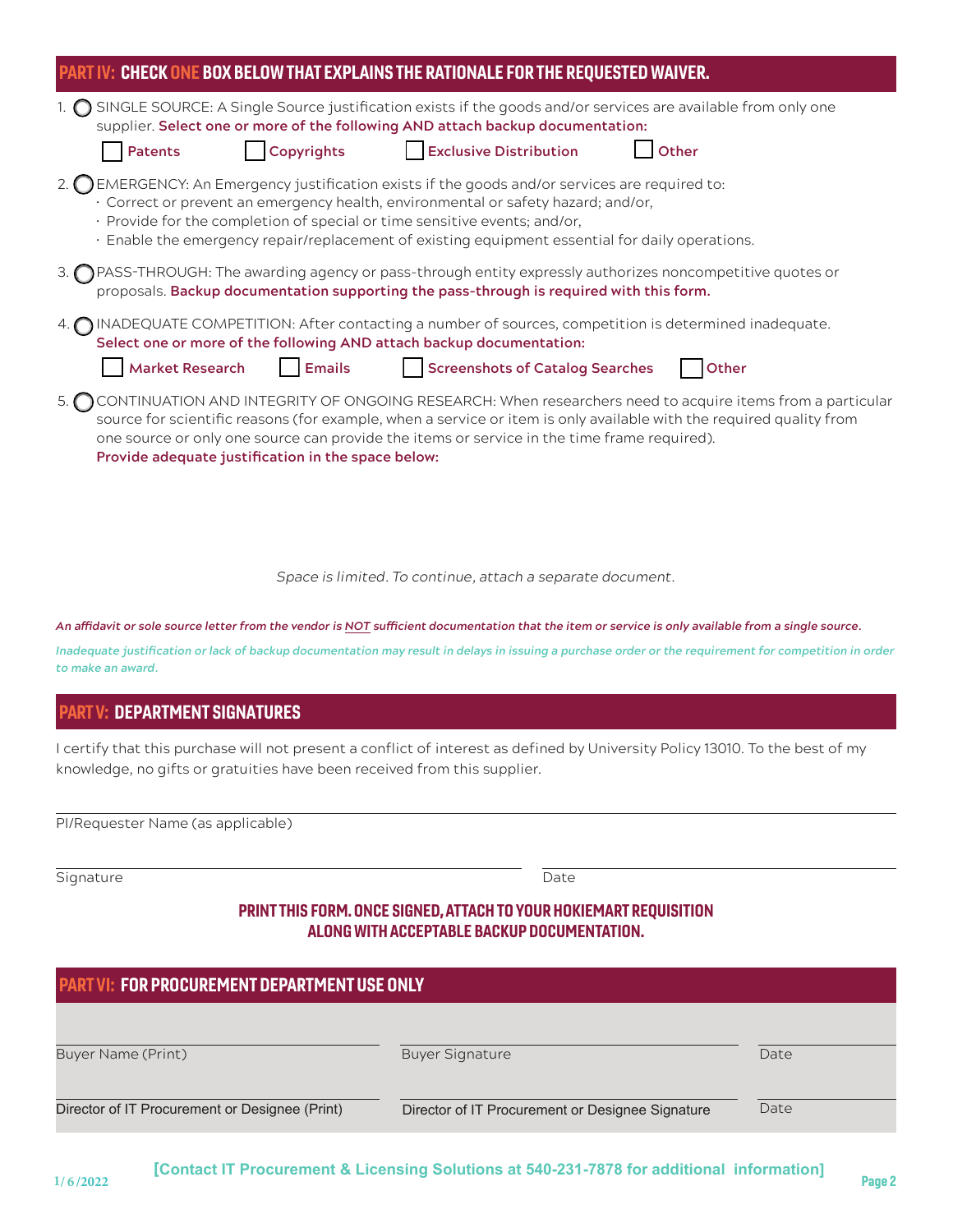## PART IV: CHECK ONE BOX BELOW THAT EXPLAINS THE RATIONALE FOR THE REQUESTED WAIVER.

1. ◯ SINGLE SOURCE: A Single Source justification exists if the goods and/or services are available from only one supplier. **Select one or more of the following AND attach backup documentation:**

   ☐ Patents ☐ Copyrights ☐ Exclusive Distribution ☐ Other

2. ◯ EMERGENCY: An Emergency justification exists if the goods and/or services are required to:
   - Correct or prevent an emergency health, environmental or safety hazard; and/or,
   - Provide for the completion of special or time sensitive events; and/or,
   - Enable the emergency repair/replacement of existing equipment essential for daily operations.

3. ◯ PASS-THROUGH: The awarding agency or pass-through entity expressly authorizes noncompetitive quotes or proposals. **Backup documentation supporting the pass-through is required with this form.**

4. ◯ INADEQUATE COMPETITION: After contacting a number of sources, competition is determined inadequate. **Select one or more of the following AND attach backup documentation:**

   ☐ Market Research ☐ Emails ☐ Screenshots of Catalog Searches ☐ Other

5. ◯ CONTINUATION AND INTEGRITY OF ONGOING RESEARCH: When researchers need to acquire items from a particular source for scientific reasons (for example, when a service or item is only available with the required quality from one source or only one source can provide the items or service in the time frame required). **Provide adequate justification in the space below:**

*Space is limited. To continue, attach a separate document.*

***An affidavit or sole source letter from the vendor is NOT sufficient documentation that the item or service is only available from a single source.***

***Inadequate justification or lack of backup documentation may result in delays in issuing a purchase order or the requirement for competition in order to make an award.***

## PART V: DEPARTMENT SIGNATURES

I certify that this purchase will not present a conflict of interest as defined by University Policy 13010. To the best of my knowledge, no gifts or gratuities have been received from this supplier.

PI/Requester Name (as applicable)

Signature Date

**PRINT THIS FORM. ONCE SIGNED, ATTACH TO YOUR HOKIEMART REQUISITION ALONG WITH ACCEPTABLE BACKUP DOCUMENTATION.**

## PART VI: FOR PROCUREMENT DEPARTMENT USE ONLY

Buyer Name (Print) Buyer Signature Date

Director of IT Procurement or Designee (Print) Director of IT Procurement or Designee Signature Date

1/ 6 /2022

**[Contact IT Procurement & Licensing Solutions at 540-231-7878 for additional information]**